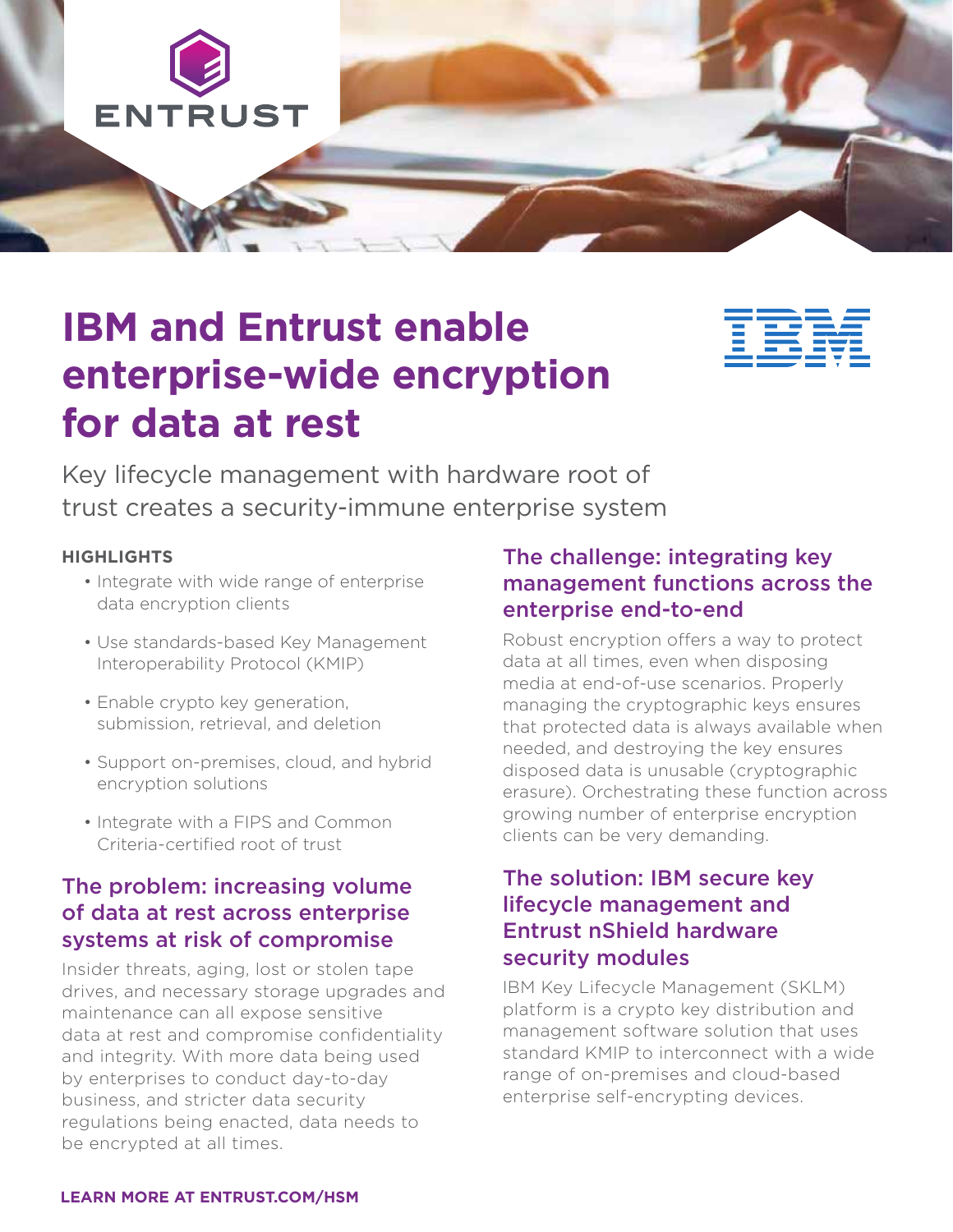# IBM and Entrust enable enterprise-wide encryption for data at rest

Key lifecycle management with hardware root of trust creates a security-immune enterprise system

**HIGHLIGHTS**

- Integrate with wide range of enterprise data encryption clients
- Use standards-based Key Management Interoperability Protocol (KMIP)
- Enable crypto key generation, submission, retrieval, and deletion
- Support on-premises, cloud, and hybrid encryption solutions
- Integrate with a FIPS and Common Criteria-certified root of trust

## The problem: increasing volume of data at rest across enterprise systems at risk of compromise

Insider threats, aging, lost or stolen tape drives, and necessary storage upgrades and maintenance can all expose sensitive data at rest and compromise confidentiality and integrity. With more data being used by enterprises to conduct day-to-day business, and stricter data security regulations being enacted, data needs to be encrypted at all times.

## The challenge: integrating key management functions across the enterprise end-to-end

Robust encryption offers a way to protect data at all times, even when disposing media at end-of-use scenarios. Properly managing the cryptographic keys ensures that protected data is always available when needed, and destroying the key ensures disposed data is unusable (cryptographic erasure). Orchestrating these function across growing number of enterprise encryption clients can be very demanding.

## The solution: IBM secure key lifecycle management and Entrust nShield hardware security modules

IBM Key Lifecycle Management (SKLM) platform is a crypto key distribution and management software solution that uses standard KMIP to interconnect with a wide range of on-premises and cloud-based enterprise self-encrypting devices.

**LEARN MORE AT ENTRUST.COM/HSM**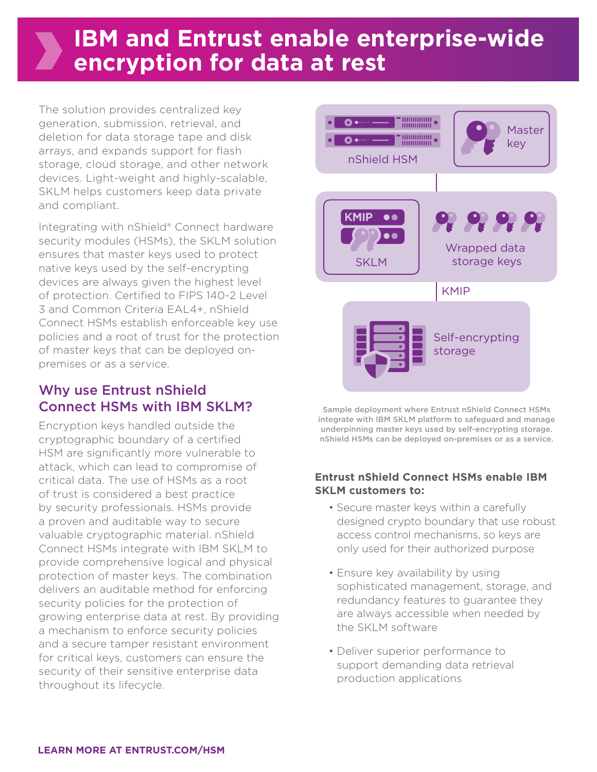# IBM and Entrust enable enterprise-wide encryption for data at rest

The solution provides centralized key generation, submission, retrieval, and deletion for data storage tape and disk arrays, and expands support for flash storage, cloud storage, and other network devices. Light-weight and highly-scalable, SKLM helps customers keep data private and compliant.

Integrating with nShield® Connect hardware security modules (HSMs), the SKLM solution ensures that master keys used to protect native keys used by the self-encrypting devices are always given the highest level of protection. Certified to FIPS 140-2 Level 3 and Common Criteria EAL4+, nShield Connect HSMs establish enforceable key use policies and a root of trust for the protection of master keys that can be deployed on-premises or as a service.

## Why use Entrust nShield Connect HSMs with IBM SKLM?

Encryption keys handled outside the cryptographic boundary of a certified HSM are significantly more vulnerable to attack, which can lead to compromise of critical data. The use of HSMs as a root of trust is considered a best practice by security professionals. HSMs provide a proven and auditable way to secure valuable cryptographic material. nShield Connect HSMs integrate with IBM SKLM to provide comprehensive logical and physical protection of master keys. The combination delivers an auditable method for enforcing security policies for the protection of growing enterprise data at rest. By providing a mechanism to enforce security policies and a secure tamper resistant environment for critical keys, customers can ensure the security of their sensitive enterprise data throughout its lifecycle.

nShield HSM | Master key

KMIP | SKLM | Wrapped data storage keys

KMIP

Self-encrypting storage

Sample deployment where Entrust nShield Connect HSMs integrate with IBM SKLM platform to safeguard and manage underpinning master keys used by self-encrypting storage. nShield HSMs can be deployed on-premises or as a service.

**Entrust nShield Connect HSMs enable IBM SKLM customers to:**

- Secure master keys within a carefully designed crypto boundary that use robust access control mechanisms, so keys are only used for their authorized purpose
- Ensure key availability by using sophisticated management, storage, and redundancy features to guarantee they are always accessible when needed by the SKLM software
- Deliver superior performance to support demanding data retrieval production applications

**LEARN MORE AT ENTRUST.COM/HSM**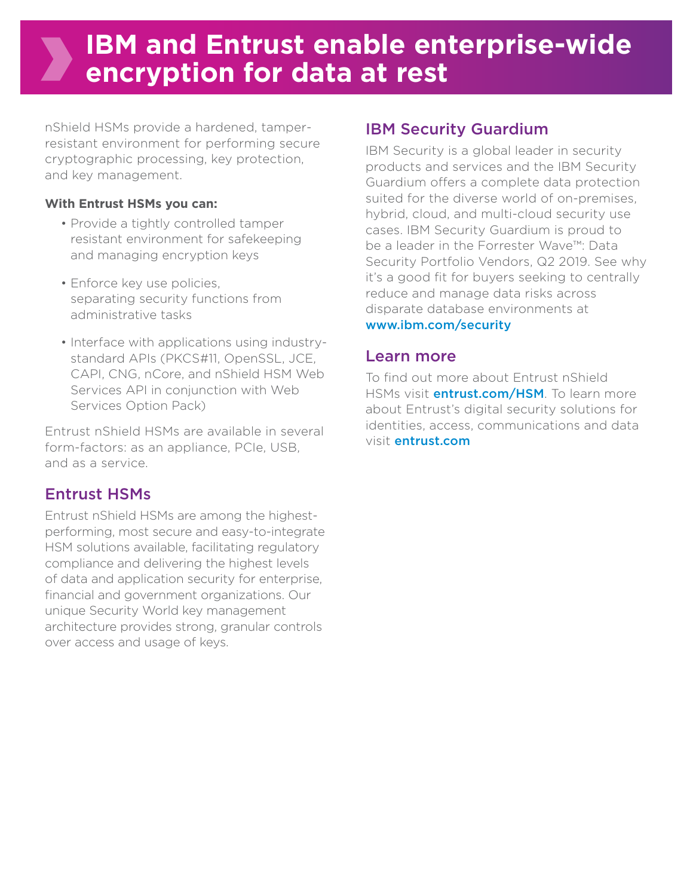# IBM and Entrust enable enterprise-wide encryption for data at rest

nShield HSMs provide a hardened, tamper-resistant environment for performing secure cryptographic processing, key protection, and key management.

**With Entrust HSMs you can:**

- Provide a tightly controlled tamper resistant environment for safekeeping and managing encryption keys
- Enforce key use policies, separating security functions from administrative tasks
- Interface with applications using industry-standard APIs (PKCS#11, OpenSSL, JCE, CAPI, CNG, nCore, and nShield HSM Web Services API in conjunction with Web Services Option Pack)

Entrust nShield HSMs are available in several form-factors: as an appliance, PCIe, USB, and as a service.

## Entrust HSMs

Entrust nShield HSMs are among the highest-performing, most secure and easy-to-integrate HSM solutions available, facilitating regulatory compliance and delivering the highest levels of data and application security for enterprise, financial and government organizations. Our unique Security World key management architecture provides strong, granular controls over access and usage of keys.

## IBM Security Guardium

IBM Security is a global leader in security products and services and the IBM Security Guardium offers a complete data protection suited for the diverse world of on-premises, hybrid, cloud, and multi-cloud security use cases. IBM Security Guardium is proud to be a leader in the Forrester Wave™: Data Security Portfolio Vendors, Q2 2019. See why it's a good fit for buyers seeking to centrally reduce and manage data risks across disparate database environments at **www.ibm.com/security**

## Learn more

To find out more about Entrust nShield HSMs visit **entrust.com/HSM**. To learn more about Entrust's digital security solutions for identities, access, communications and data visit **entrust.com**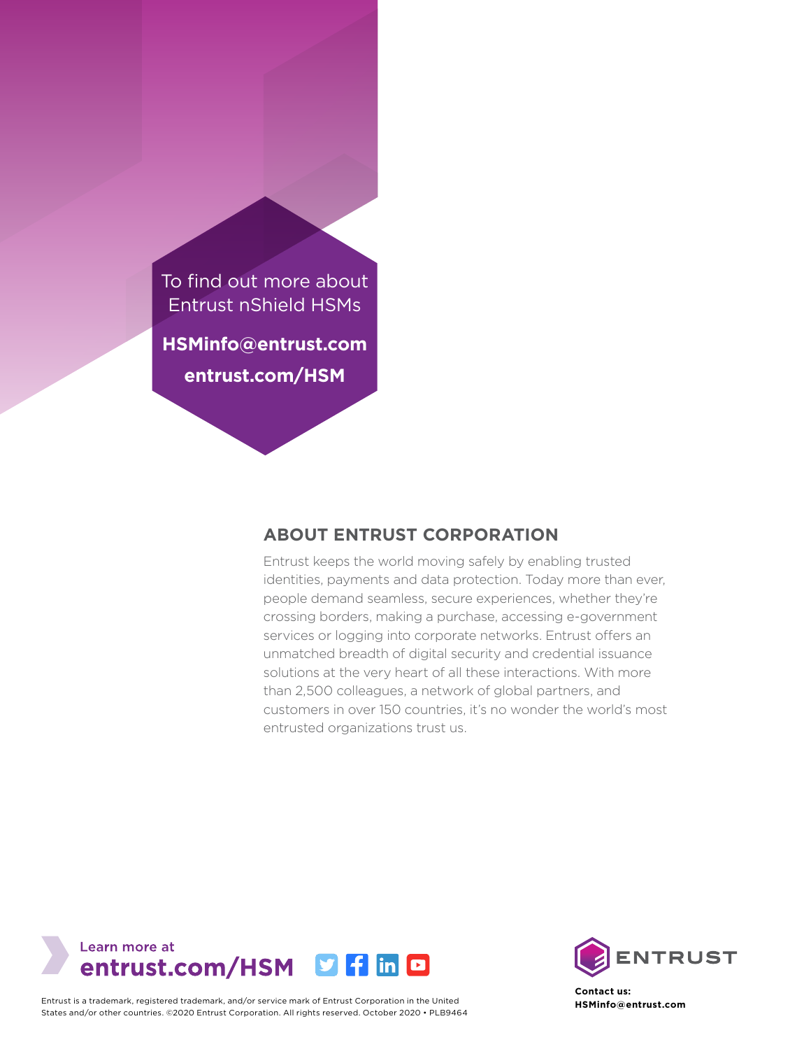To find out more about Entrust nShield HSMs

**HSMinfo@entrust.com**

**entrust.com/HSM**

## ABOUT ENTRUST CORPORATION

Entrust keeps the world moving safely by enabling trusted identities, payments and data protection. Today more than ever, people demand seamless, secure experiences, whether they're crossing borders, making a purchase, accessing e-government services or logging into corporate networks. Entrust offers an unmatched breadth of digital security and credential issuance solutions at the very heart of all these interactions. With more than 2,500 colleagues, a network of global partners, and customers in over 150 countries, it's no wonder the world's most entrusted organizations trust us.

Learn more at
**entrust.com/HSM**

ENTRUST

**Contact us:**
**HSMinfo@entrust.com**

Entrust is a trademark, registered trademark, and/or service mark of Entrust Corporation in the United States and/or other countries. ©2020 Entrust Corporation. All rights reserved. October 2020 • PLB9464